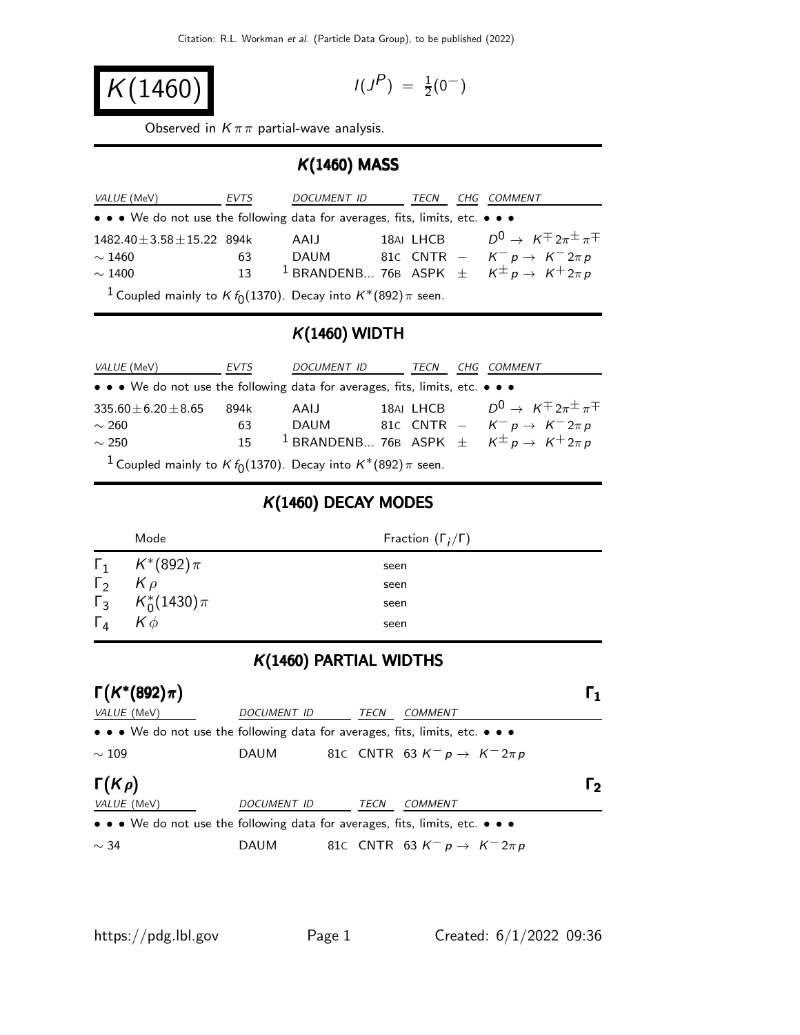# $K(1460)$

$I(J^P) = \frac{1}{2}(0^-)$

Observed in $K\pi\pi$ partial-wave analysis.

## $K(1460)$ MASS

| VALUE (MeV) | EVTS | DOCUMENT ID | | TECN | CHG | COMMENT |
|---|---|---|---|---|---|---|
| • • • We do not use the following data for averages, fits, limits, etc. • • • | | | | | | |
| $1482.40 \pm 3.58 \pm 15.22$ | 894k | AAIJ | 18AI | LHCB | | $D^0 \to K^{\mp} 2\pi^{\pm} \pi^{\mp}$ |
| $\sim 1460$ | 63 | DAUM | 81C | CNTR | $-$ | $K^- p \to K^- 2\pi p$ |
| $\sim 1400$ | 13 | [1] BRANDENB... | 76B | ASPK | $\pm$ | $K^{\pm} p \to K^+ 2\pi p$ |

[1] Coupled mainly to $K f_0(1370)$. Decay into $K^*(892)\pi$ seen.

## $K(1460)$ WIDTH

| VALUE (MeV) | EVTS | DOCUMENT ID | | TECN | CHG | COMMENT |
|---|---|---|---|---|---|---|
| • • • We do not use the following data for averages, fits, limits, etc. • • • | | | | | | |
| $335.60 \pm 6.20 \pm 8.65$ | 894k | AAIJ | 18AI | LHCB | | $D^0 \to K^{\mp} 2\pi^{\pm} \pi^{\mp}$ |
| $\sim 260$ | 63 | DAUM | 81C | CNTR | $-$ | $K^- p \to K^- 2\pi p$ |
| $\sim 250$ | 15 | [1] BRANDENB... | 76B | ASPK | $\pm$ | $K^{\pm} p \to K^+ 2\pi p$ |

[1] Coupled mainly to $K f_0(1370)$. Decay into $K^*(892)\pi$ seen.

## $K(1460)$ DECAY MODES

| | Mode | Fraction ($\Gamma_i/\Gamma$) |
|---|---|---|
| $\Gamma_1$ | $K^*(892)\pi$ | seen |
| $\Gamma_2$ | $K\rho$ | seen |
| $\Gamma_3$ | $K_0^*(1430)\pi$ | seen |
| $\Gamma_4$ | $K\phi$ | seen |

## $K(1460)$ PARTIAL WIDTHS

### $\Gamma(K^*(892)\pi)$ — $\Gamma_1$

| VALUE (MeV) | DOCUMENT ID | | TECN | COMMENT |
|---|---|---|---|---|
| • • • We do not use the following data for averages, fits, limits, etc. • • • | | | | |
| $\sim 109$ | DAUM | 81C | CNTR | 63 $K^- p \to K^- 2\pi p$ |

### $\Gamma(K\rho)$ — $\Gamma_2$

| VALUE (MeV) | DOCUMENT ID | | TECN | COMMENT |
|---|---|---|---|---|
| • • • We do not use the following data for averages, fits, limits, etc. • • • | | | | |
| $\sim 34$ | DAUM | 81C | CNTR | 63 $K^- p \to K^- 2\pi p$ |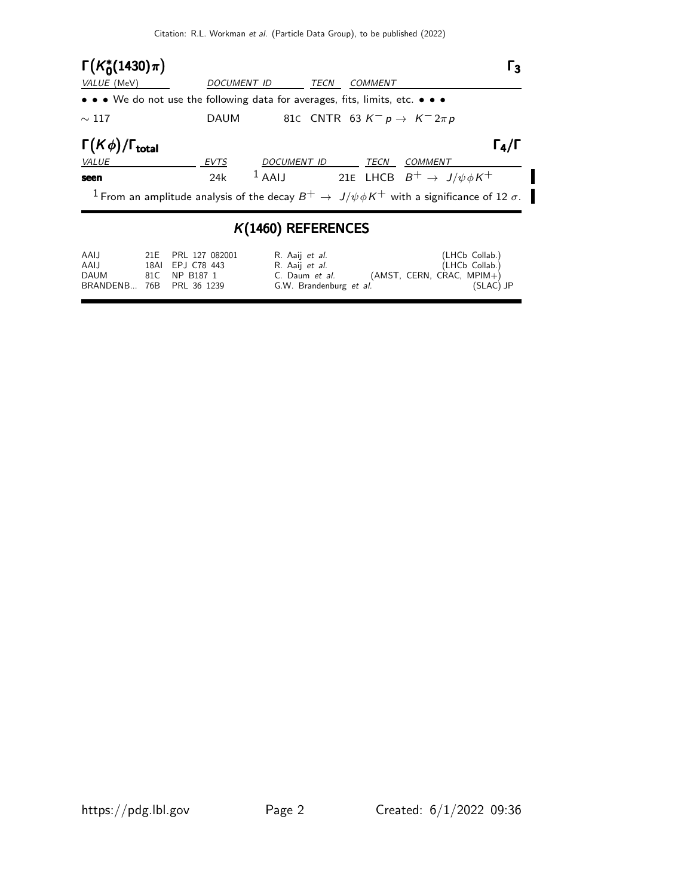### $\Gamma(K_0^*(1430)\pi)$ — $\Gamma_3$

| VALUE (MeV) | DOCUMENT ID | | TECN | COMMENT |
|---|---|---|---|---|
| • • • We do not use the following data for averages, fits, limits, etc. • • • | | | | |
| $\sim 117$ | DAUM | 81C | CNTR | 63 $K^- p \to K^- 2\pi p$ |

### $\Gamma(K\phi)/\Gamma_{\text{total}}$ — $\Gamma_4/\Gamma$

| VALUE | EVTS | DOCUMENT ID | | TECN | COMMENT |
|---|---|---|---|---|---|
| **seen** | 24k | [1] AAIJ | 21E | LHCB | $B^+ \to J/\psi \phi K^+$ |

[1] From an amplitude analysis of the decay $B^+ \to J/\psi \phi K^+$ with a significance of 12 $\sigma$.

## $K(1460)$ REFERENCES

| | | | | |
|---|---|---|---|---|
| AAIJ | 21E | PRL 127 082001 | R. Aaij *et al.* | (LHCb Collab.) |
| AAIJ | 18AI | EPJ C78 443 | R. Aaij *et al.* | (LHCb Collab.) |
| DAUM | 81C | NP B187 1 | C. Daum *et al.* | (AMST, CERN, CRAC, MPIM+) |
| BRANDENB... | 76B | PRL 36 1239 | G.W. Brandenburg *et al.* | (SLAC) JP |